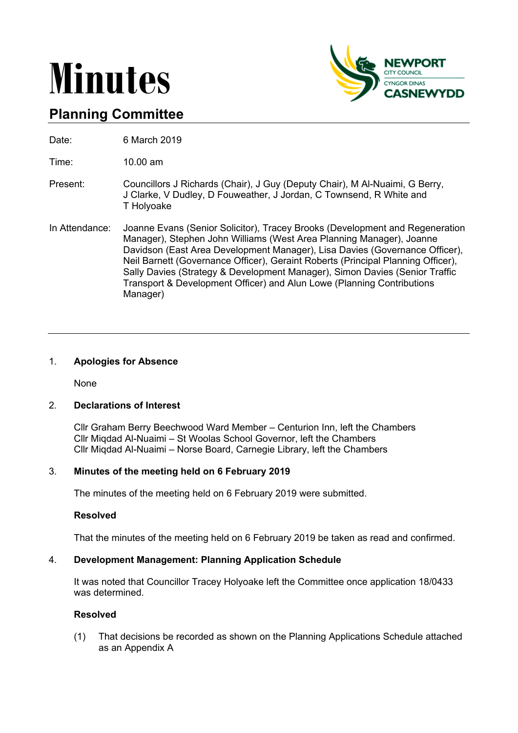# Minutes

## Planning Committee

Date: 6 March 2019

Time: 10.00 am

Present: Councillors J Richards (Chair), J Guy (Deputy Chair), M Al-Nuaimi, G Berry, J Clarke, V Dudley, D Fouweather, J Jordan, C Townsend, R White and T Holyoake

In Attendance: Joanne Evans (Senior Solicitor), Tracey Brooks (Development and Regeneration Manager), Stephen John Williams (West Area Planning Manager), Joanne Davidson (East Area Development Manager), Lisa Davies (Governance Officer), Neil Barnett (Governance Officer), Geraint Roberts (Principal Planning Officer), Sally Davies (Strategy & Development Manager), Simon Davies (Senior Traffic Transport & Development Officer) and Alun Lowe (Planning Contributions Manager)

---

1. **Apologies for Absence**

   None

2. **Declarations of Interest**

   Cllr Graham Berry Beechwood Ward Member – Centurion Inn, left the Chambers
   Cllr Miqdad Al-Nuaimi – St Woolas School Governor, left the Chambers
   Cllr Miqdad Al-Nuaimi – Norse Board, Carnegie Library, left the Chambers

3. **Minutes of the meeting held on 6 February 2019**

   The minutes of the meeting held on 6 February 2019 were submitted.

   **Resolved**

   That the minutes of the meeting held on 6 February 2019 be taken as read and confirmed.

4. **Development Management: Planning Application Schedule**

   It was noted that Councillor Tracey Holyoake left the Committee once application 18/0433 was determined.

   **Resolved**

   (1) That decisions be recorded as shown on the Planning Applications Schedule attached as an Appendix A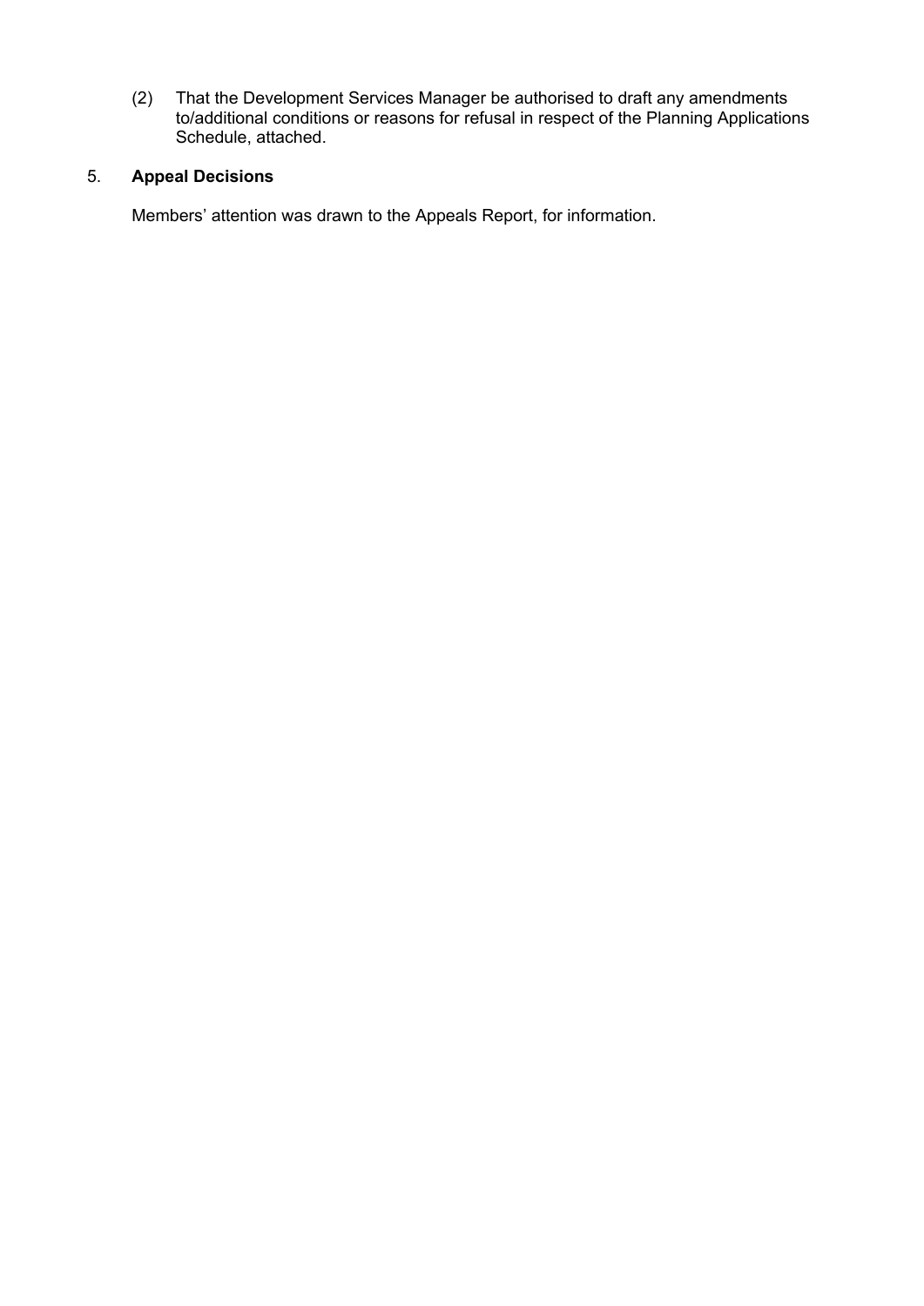(2) That the Development Services Manager be authorised to draft any amendments to/additional conditions or reasons for refusal in respect of the Planning Applications Schedule, attached.

5. **Appeal Decisions**

Members' attention was drawn to the Appeals Report, for information.